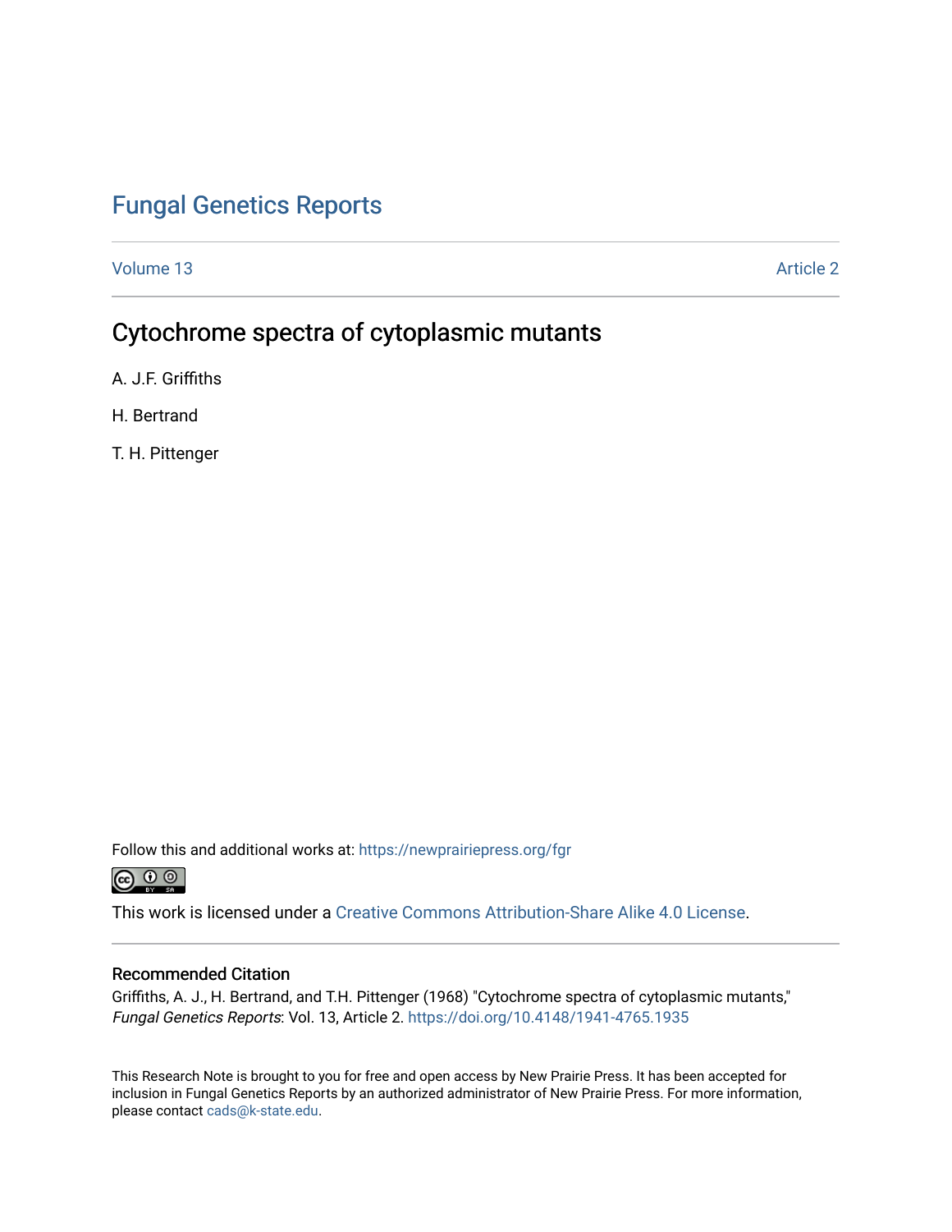# Fungal Genetics Reports

Volume 13 | Article 2

## Cytochrome spectra of cytoplasmic mutants

A. J.F. Griffiths

H. Bertrand

T. H. Pittenger

Follow this and additional works at: https://newprairiepress.org/fgr

This work is licensed under a Creative Commons Attribution-Share Alike 4.0 License.

### Recommended Citation

Griffiths, A. J., H. Bertrand, and T.H. Pittenger (1968) "Cytochrome spectra of cytoplasmic mutants," *Fungal Genetics Reports*: Vol. 13, Article 2. https://doi.org/10.4148/1941-4765.1935

This Research Note is brought to you for free and open access by New Prairie Press. It has been accepted for inclusion in Fungal Genetics Reports by an authorized administrator of New Prairie Press. For more information, please contact cads@k-state.edu.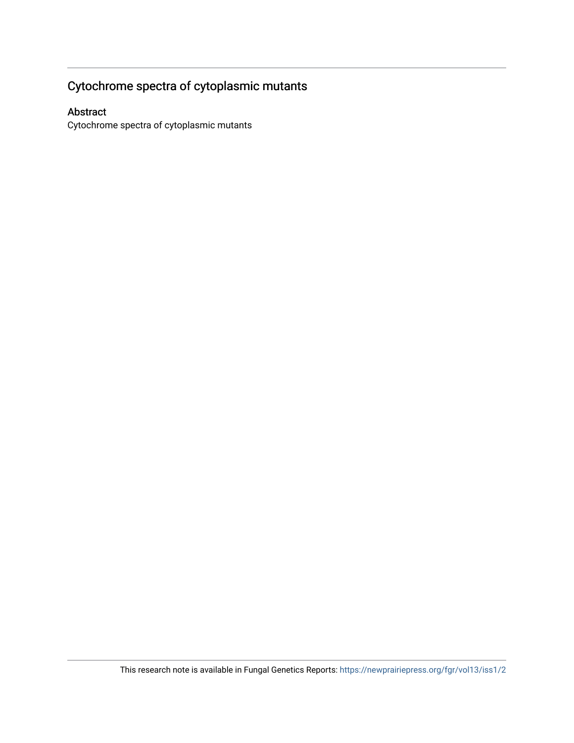## Cytochrome spectra of cytoplasmic mutants

### Abstract

Cytochrome spectra of cytoplasmic mutants

This research note is available in Fungal Genetics Reports: https://newprairiepress.org/fgr/vol13/iss1/2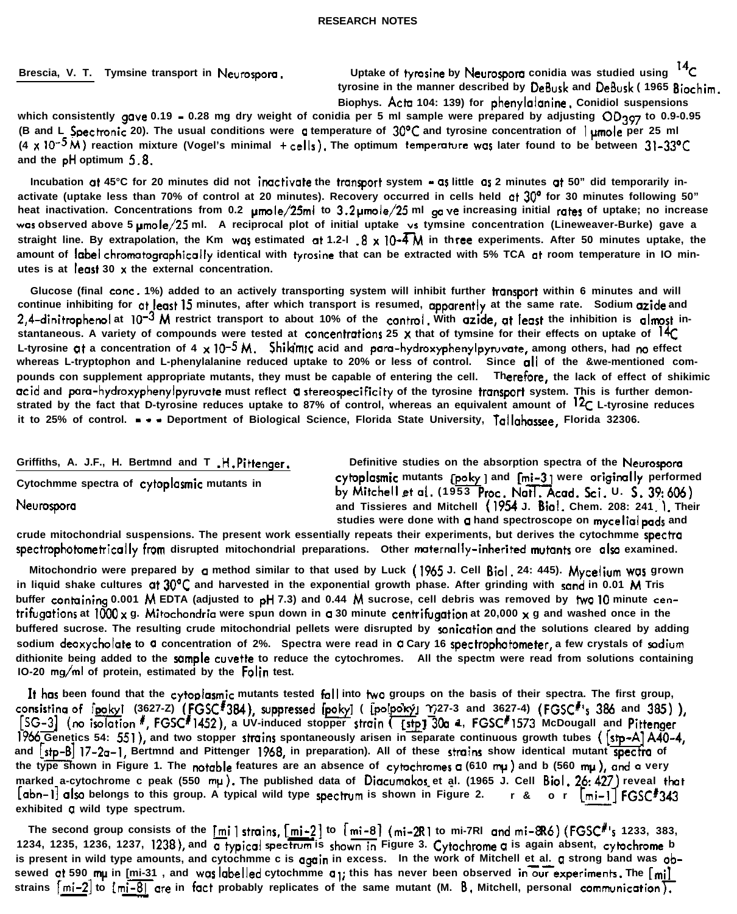Brescia, V. T. Tymsine transport in Neurospora.

Uptake of tyrosine by Neurospora conidia was studied using $^{14}C$ tyrosine in the manner described by DeBusk and DeBusk (1965 Biochim. Biophys. Acta 104: 139) for phenylalanine. Conidiol suspensions which consistently gave 0.19 - 0.28 mg dry weight of conidia per 5 ml sample were prepared by adjusting $OD_{397}$ to 0.9-0.95 (B and L Spectronic 20). The usual conditions were a temperature of 30°C and tyrosine concentration of 1 μmole per 25 ml ($4 \times 10^{-5}$ M) reaction mixture (Vogel's minimal + cells). The optimum temperature was later found to be between 31-33°C and the pH optimum 5.8.

Incubation at 45°C for 20 minutes did not inactivate the transport system - as little as 2 minutes at 50" did temporarily inactivate (uptake less than 70% of control at 20 minutes). Recovery occurred in cells held at 30° for 30 minutes following 50" heat inactivation. Concentrations from 0.2 μmole/25ml to 3.2 μmole/25 ml gave increasing initial rates of uptake; no increase was observed above 5 μmole/25 ml. A reciprocal plot of initial uptake vs tymsine concentration (Lineweaver-Burke) gave a straight line. By extrapolation, the Km was estimated at 1.2-l .8 $\times 10^{-4}$ M in three experiments. After 50 minutes uptake, the amount of label chromatographically identical with tyrosine that can be extracted with 5% TCA at room temperature in IO minutes is at least 30 x the external concentration.

Glucose (final conc. 1%) added to an actively transporting system will inhibit further transport within 6 minutes and will continue inhibiting for at least 15 minutes, after which transport is resumed, apparently at the same rate. Sodium azide and 2,4-dinitrophenol at $10^{-3}$ M restrict transport to about 10% of the control. With azide, at least the inhibition is almost instantaneous. A variety of compounds were tested at concentrations 25 x that of tymsine for their effects on uptake of $^{14}C$ L-tyrosine at a concentration of $4 \times 10^{-5}$ M. Shikimic acid and para-hydroxyphenylpyruvate, among others, had no effect whereas L-tryptophon and L-phenylalanine reduced uptake to 20% or less of control. Since all of the &we-mentioned compounds con supplement appropriate mutants, they must be capable of entering the cell. Therefore, the lack of effect of shikimic acid and para-hydroxyphenylpyruvate must reflect a stereospecificity of the tyrosine transport system. This is further demonstrated by the fact that D-tyrosine reduces uptake to 87% of control, whereas an equivalent amount of $^{12}C$ L-tyrosine reduces it to 25% of control. - - - Deportment of Biological Science, Florida State University, Tallahassee, Florida 32306.

Griffiths, A. J.F., H. Bertmnd and T .H. Pittenger. Cytochmme spectra of cytoplasmic mutants in Neurospora

Definitive studies on the absorption spectra of the Neurospora cytoplasmic mutants [poky] and [mi-3] were originally performed by Mitchell et al. (1953 Proc. Natl. Acad. Sci. U. S. 39: 606) and Tissieres and Mitchell (1954 J. Biol. Chem. 208: 241). Their studies were done with a hand spectroscope on mycelial pads and crude mitochondrial suspensions. The present work essentially repeats their experiments, but derives the cytochmme spectra spectrophotometrically from disrupted mitochondrial preparations. Other maternally-inherited mutants ore also examined.

Mitochondrio were prepared by a method similar to that used by Luck (1965 J. Cell Biol. 24: 445). Mycelium was grown in liquid shake cultures at 30°C and harvested in the exponential growth phase. After grinding with sand in 0.01 M Tris buffer containing 0.001 M EDTA (adjusted to pH 7.3) and 0.44 M sucrose, cell debris was removed by two 10 minute centrifugations at 1000 x g. Mitochondria were spun down in a 30 minute centrifugation at 20,000 x g and washed once in the buffered sucrose. The resulting crude mitochondrial pellets were disrupted by sonication and the solutions cleared by adding sodium deoxycholate to a concentration of 2%. Spectra were read in a Cary 16 spectrophotometer, a few crystals of sodium dithionite being added to the sample cuvette to reduce the cytochromes. All the spectm were read from solutions containing IO-20 mg/ml of protein, estimated by the Folin test.

It has been found that the cytoplasmic mutants tested fall into two groups on the basis of their spectra. The first group, consisting of [poky] (3627-Z) (FGSC#384), suppressed [poky] ( [po]poky] Y)27-3 and 3627-4) (FGSC#'s 386 and 385) ), [SG-3] (no isolation #, FGSC#1452), a UV-induced stopper strain ( [stp] 30a 4, FGSC#1573 McDougall and Pittenger 1966 Genetics 54: 551), and two stopper strains spontaneously arisen in separate continuous growth tubes ( [stp-A] A40-4, and [stp-B] 17-2a-1, Bertmnd and Pittenger 1968, in preparation). All of these strains show identical mutant spectra of the type shown in Figure 1. The notable features are an absence of cytochromes a (610 mμ) and b (560 mμ), and a very marked a-cytochrome c peak (550 mμ). The published data of Diacumakos et al. (1965 J. Cell Biol. 26: 427) reveal that [abn-1] also belongs to this group. A typical wild type spectrum is shown in Figure 2. r & o r [mi-1] FGSC#343 exhibited a wild type spectrum.

The second group consists of the [mi] strains, [mi-2] to [mi-8] (mi-2R1 to mi-7Rl and mi-8R6) (FGSC#'s 1233, 383, 1234, 1235, 1236, 1237, 1238), and a typical spectrum is shown in Figure 3. Cytochrome a is again absent, cytochrome b is present in wild type amounts, and cytochmme c is again in excess. In the work of Mitchell et al. a strong band was observed at 590 mμ in [mi-3], and was labelled cytochmme $a_1$; this has never been observed in our experiments. The [mi] strains [mi-2] to [mi-8] are in fact probably replicates of the same mutant (M. B. Mitchell, personal communication).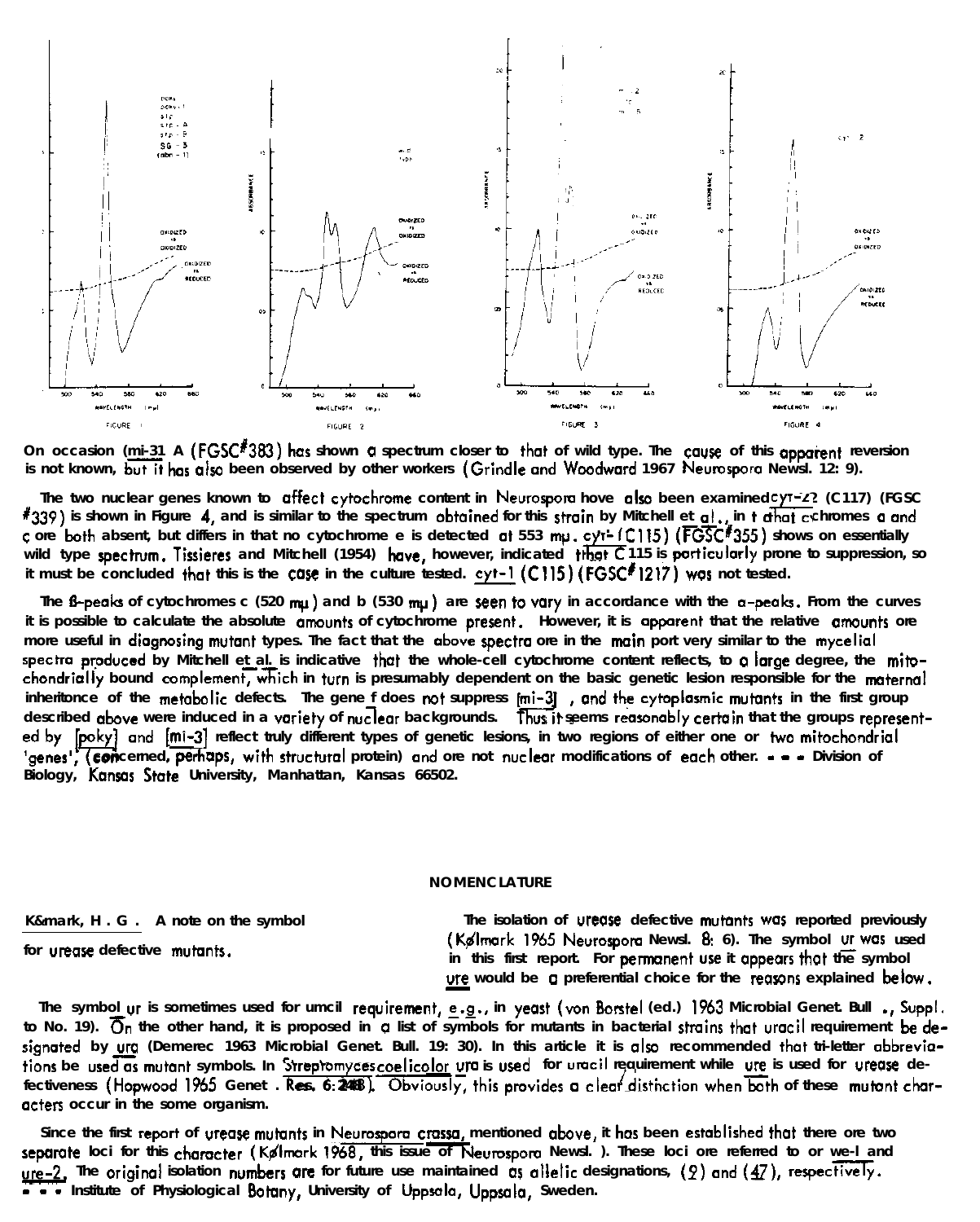DOR4
DOR4-1
STC
STP-A
STP-B
SG-3
(abn-1)

OXIDIZED
vs
OXIDIZED

OXIDIZED
vs
REDUCED

500 540 580 620 660
WAVELENGTH (mμ)

FIGURE 1

mi-3
TYPE

ABSORBANCE

OXIDIZED
vs
OXIDIZED

OXIDIZED
vs
REDUCED

500 540 580 620 660
WAVELENGTH (mμ)

FIGURE 2

mi-2
mi-5

ABSORBANCE

OXIDIZED
vs
OXIDIZED

OXIDIZED
vs
REDUCED

500 540 580 620 660
WAVELENGTH (mμ)

FIGURE 3

cyt-2

ABSORBANCE

OXIDIZED
vs
OXIDIZED

OXIDIZED
vs
REDUCED

500 540 580 620 660
WAVELENGTH (mμ)

FIGURE 4

On occasion (mi-31 A (FGSC#383) has shown a spectrum closer to that of wild type. The cause of this apparent reversion is not known, but it has also been observed by other workers (Grindle and Woodward 1967 Neurospora Newsl. 12: 9).

The two nuclear genes known to affect cytochrome content in Neurospora have also been examined. cyt-2 (C117) (FGSC #339) is shown in Figure 4, and is similar to the spectrum obtained for this strain by Mitchell et al., in that cytochromes a and c are both absent, but differs in that no cytochrome e is detected at 553 mμ. cyt-1 (C115) (FGSC#355) shows an essentially wild type spectrum. Tissieres and Mitchell (1954) have, however, indicated that C115 is particularly prone to suppression, so it must be concluded that this is the case in the culture tested. cyt-1 (C115) (FGSC#1217) was not tested.

The ß-peaks of cytochromes c (520 mμ) and b (530 mμ) are seen to vary in accordance with the a-peaks. From the curves it is possible to calculate the absolute amounts of cytochrome present. However, it is apparent that the relative amounts are more useful in diagnosing mutant types. The fact that the above spectra are in the main part very similar to the mycelial spectra produced by Mitchell et al. is indicative that the whole-cell cytochrome content reflects, to a large degree, the mitochondrially bound complement, which in turn is presumably dependent on the basic genetic lesion responsible for the maternal inheritance of the metabolic defects. The gene f does not suppress [mi-3], and the cytoplasmic mutants in the first group described above were induced in a variety of nuclear backgrounds. Thus it seems reasonably certain that the groups represented by [poky] and [mi-3] reflect truly different types of genetic lesions, in two regions of either one or two mitochondrial 'genes', (concerned, perhaps, with structural protein) and are not nuclear modifications of each other. - - - Division of Biology, Kansas State University, Manhattan, Kansas 66502.

## NOMENCLATURE

K&mark, H. G. A note on the symbol for urease defective mutants.

The isolation of urease defective mutants was reported previously (Kølmark 1965 Neurospora Newsl. 8: 6). The symbol ur was used in this first report. For permanent use it appears that the symbol ure would be a preferential choice for the reasons explained below.

The symbol ur is sometimes used for uracil requirement, e.g., in yeast (von Borstel (ed.) 1963 Microbial Genet. Bull., Suppl. to No. 19). On the other hand, it is proposed in a list of symbols for mutants in bacterial strains that uracil requirement be designated by ura (Demerec 1963 Microbial Genet. Bull. 19: 30). In this article it is also recommended that tri-letter abbreviations be used as mutant symbols. In Streptomyces coelicolor ura is used for uracil requirement while ure is used for urease defectiveness (Hopwood 1965 Genet. Res. 6: 248). Obviously, this provides a clear distinction when both of these mutant characters occur in the same organism.

Since the first report of urease mutants in Neurospora crassa, mentioned above, it has been established that there are two separate loci for this character (Kølmark 1968, this issue of Neurospora Newsl.). These loci are referred to or ure-1 and ure-2. The original isolation numbers are for future use maintained as allelic designations, (9) and (47), respectively. - - - Institute of Physiological Botany, University of Uppsala, Uppsala, Sweden.